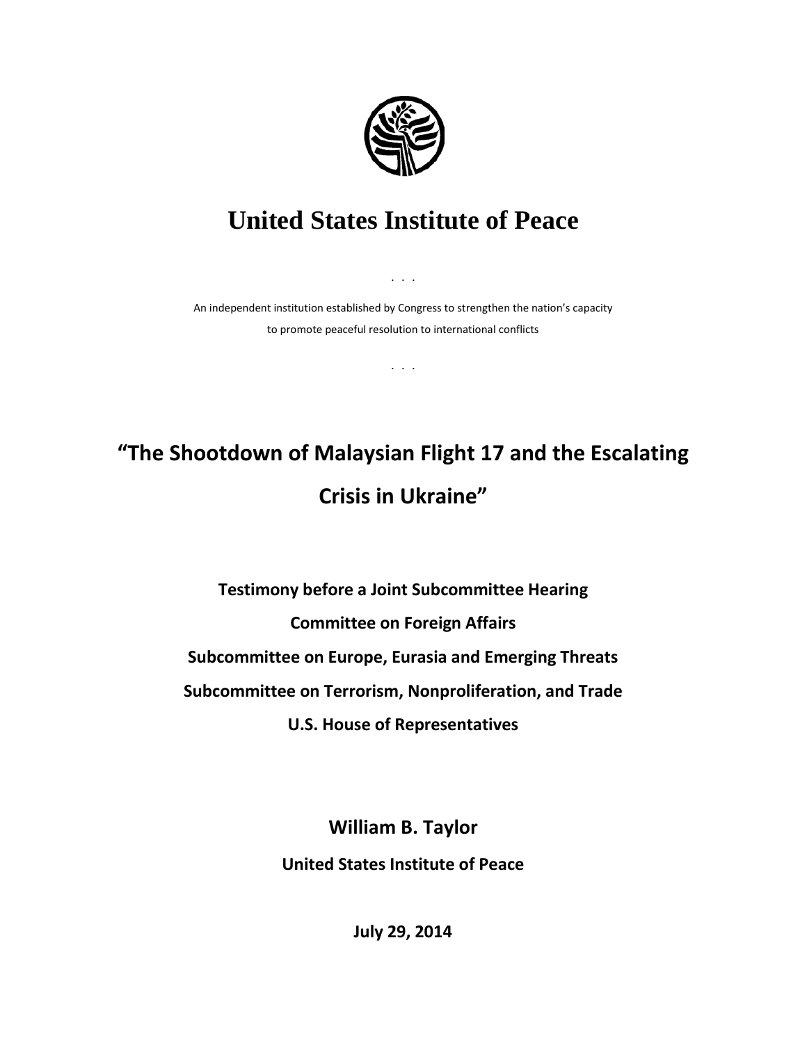# United States Institute of Peace

. . .

An independent institution established by Congress to strengthen the nation's capacity to promote peaceful resolution to international conflicts

. . .

## "The Shootdown of Malaysian Flight 17 and the Escalating Crisis in Ukraine"

**Testimony before a Joint Subcommittee Hearing**

**Committee on Foreign Affairs**

**Subcommittee on Europe, Eurasia and Emerging Threats**

**Subcommittee on Terrorism, Nonproliferation, and Trade**

**U.S. House of Representatives**

**William B. Taylor**

**United States Institute of Peace**

**July 29, 2014**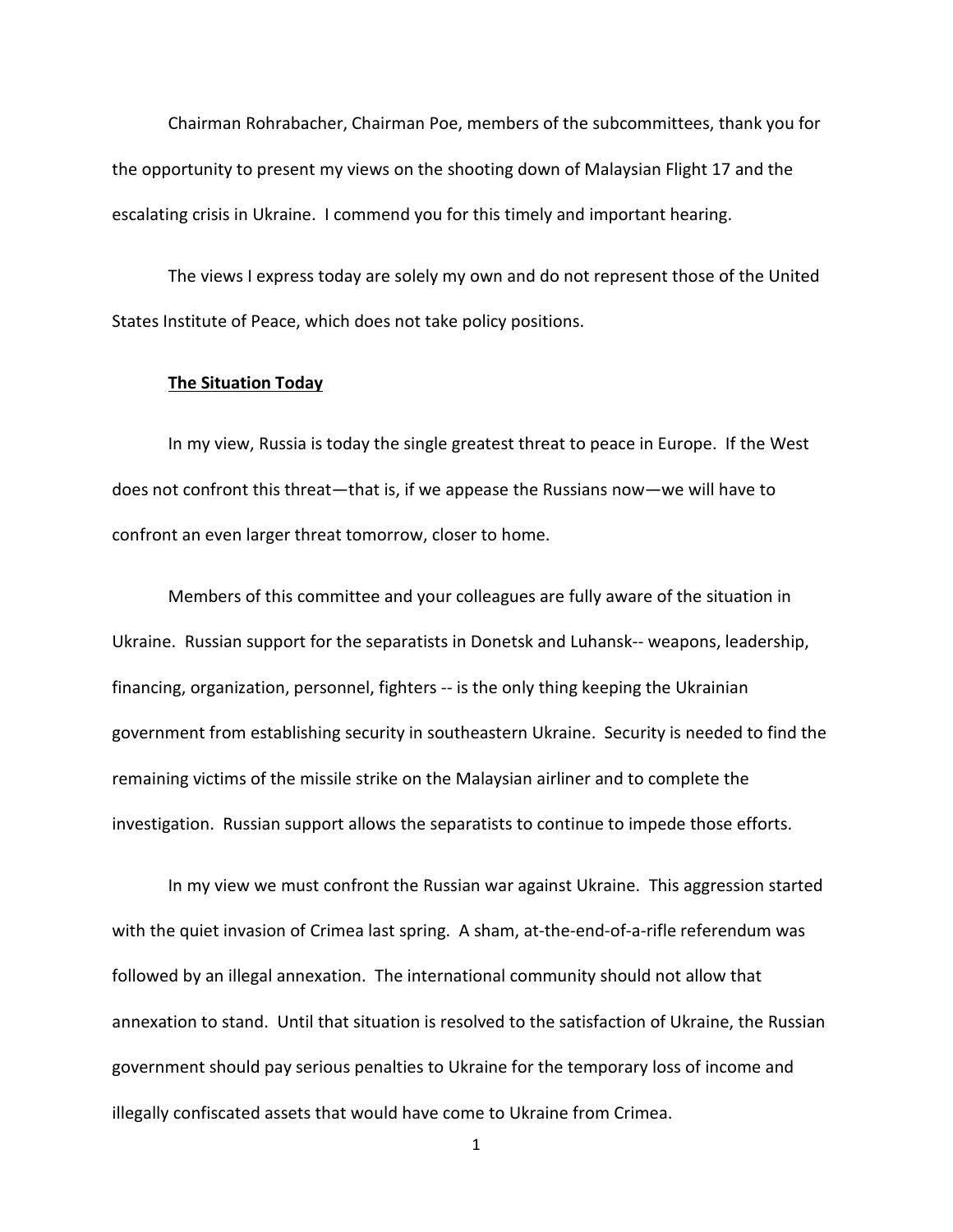Chairman Rohrabacher, Chairman Poe, members of the subcommittees, thank you for the opportunity to present my views on the shooting down of Malaysian Flight 17 and the escalating crisis in Ukraine. I commend you for this timely and important hearing.

The views I express today are solely my own and do not represent those of the United States Institute of Peace, which does not take policy positions.

**The Situation Today**

In my view, Russia is today the single greatest threat to peace in Europe. If the West does not confront this threat—that is, if we appease the Russians now—we will have to confront an even larger threat tomorrow, closer to home.

Members of this committee and your colleagues are fully aware of the situation in Ukraine. Russian support for the separatists in Donetsk and Luhansk-- weapons, leadership, financing, organization, personnel, fighters -- is the only thing keeping the Ukrainian government from establishing security in southeastern Ukraine. Security is needed to find the remaining victims of the missile strike on the Malaysian airliner and to complete the investigation. Russian support allows the separatists to continue to impede those efforts.

In my view we must confront the Russian war against Ukraine. This aggression started with the quiet invasion of Crimea last spring. A sham, at-the-end-of-a-rifle referendum was followed by an illegal annexation. The international community should not allow that annexation to stand. Until that situation is resolved to the satisfaction of Ukraine, the Russian government should pay serious penalties to Ukraine for the temporary loss of income and illegally confiscated assets that would have come to Ukraine from Crimea.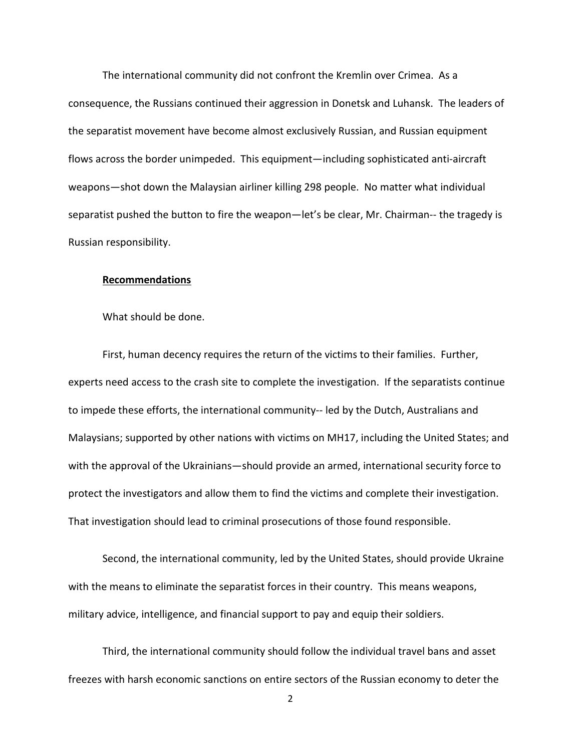The international community did not confront the Kremlin over Crimea. As a consequence, the Russians continued their aggression in Donetsk and Luhansk. The leaders of the separatist movement have become almost exclusively Russian, and Russian equipment flows across the border unimpeded. This equipment—including sophisticated anti-aircraft weapons—shot down the Malaysian airliner killing 298 people. No matter what individual separatist pushed the button to fire the weapon—let's be clear, Mr. Chairman-- the tragedy is Russian responsibility.

**<u>Recommendations</u>**

What should be done.

First, human decency requires the return of the victims to their families. Further, experts need access to the crash site to complete the investigation. If the separatists continue to impede these efforts, the international community-- led by the Dutch, Australians and Malaysians; supported by other nations with victims on MH17, including the United States; and with the approval of the Ukrainians—should provide an armed, international security force to protect the investigators and allow them to find the victims and complete their investigation. That investigation should lead to criminal prosecutions of those found responsible.

Second, the international community, led by the United States, should provide Ukraine with the means to eliminate the separatist forces in their country. This means weapons, military advice, intelligence, and financial support to pay and equip their soldiers.

Third, the international community should follow the individual travel bans and asset freezes with harsh economic sanctions on entire sectors of the Russian economy to deter the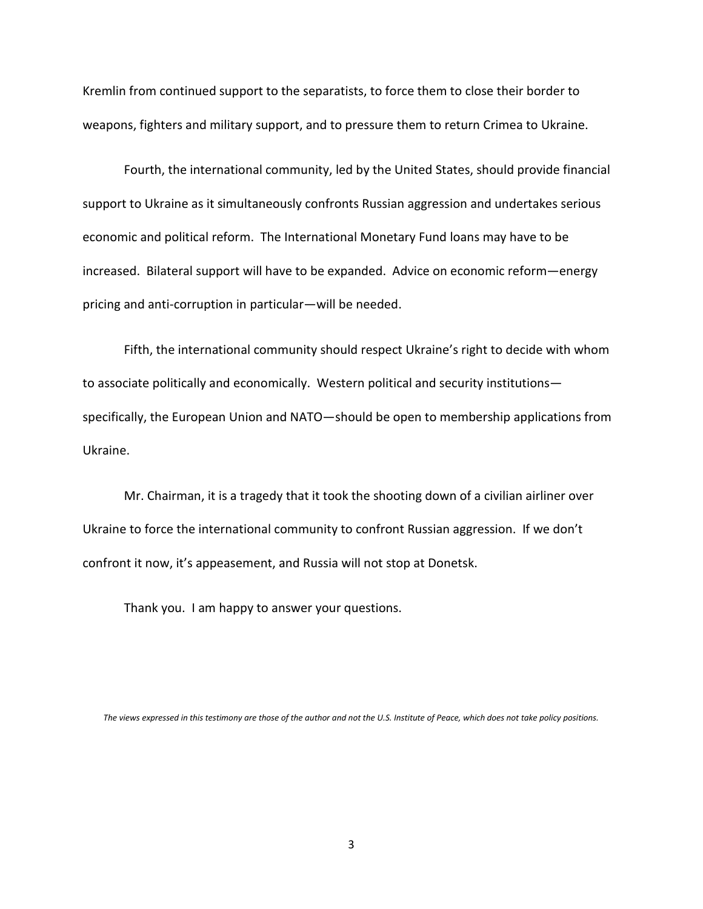Kremlin from continued support to the separatists, to force them to close their border to weapons, fighters and military support, and to pressure them to return Crimea to Ukraine.

Fourth, the international community, led by the United States, should provide financial support to Ukraine as it simultaneously confronts Russian aggression and undertakes serious economic and political reform. The International Monetary Fund loans may have to be increased. Bilateral support will have to be expanded. Advice on economic reform—energy pricing and anti-corruption in particular—will be needed.

Fifth, the international community should respect Ukraine's right to decide with whom to associate politically and economically. Western political and security institutions—specifically, the European Union and NATO—should be open to membership applications from Ukraine.

Mr. Chairman, it is a tragedy that it took the shooting down of a civilian airliner over Ukraine to force the international community to confront Russian aggression. If we don't confront it now, it's appeasement, and Russia will not stop at Donetsk.

Thank you. I am happy to answer your questions.

*The views expressed in this testimony are those of the author and not the U.S. Institute of Peace, which does not take policy positions.*